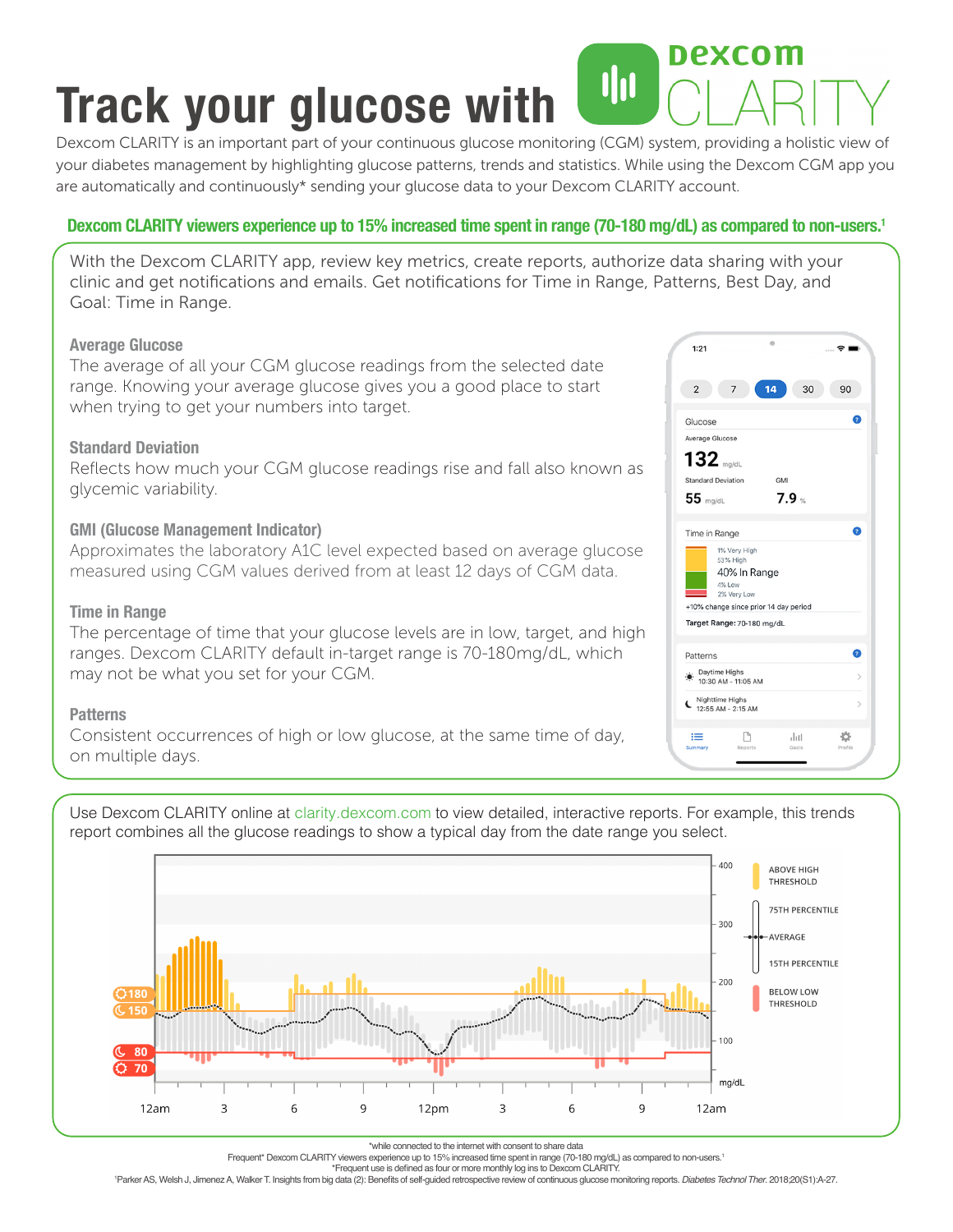# Track your glucose with Dexcom CLARITY

Dexcom CLARITY is an important part of your continuous glucose monitoring (CGM) system, providing a holistic view of your diabetes management by highlighting glucose patterns, trends and statistics. While using the Dexcom CGM app you are automatically and continuously* sending your glucose data to your Dexcom CLARITY account.

**Dexcom CLARITY viewers experience up to 15% increased time spent in range (70-180 mg/dL) as compared to non-users.[1]**

With the Dexcom CLARITY app, review key metrics, create reports, authorize data sharing with your clinic and get notifications and emails. Get notifications for Time in Range, Patterns, Best Day, and Goal: Time in Range.

### Average Glucose

The average of all your CGM glucose readings from the selected date range. Knowing your average glucose gives you a good place to start when trying to get your numbers into target.

### Standard Deviation

Reflects how much your CGM glucose readings rise and fall also known as glycemic variability.

### GMI (Glucose Management Indicator)

Approximates the laboratory A1C level expected based on average glucose measured using CGM values derived from at least 12 days of CGM data.

### Time in Range

The percentage of time that your glucose levels are in low, target, and high ranges. Dexcom CLARITY default in-target range is 70-180mg/dL, which may not be what you set for your CGM.

### Patterns

Consistent occurrences of high or low glucose, at the same time of day, on multiple days.

Use Dexcom CLARITY online at clarity.dexcom.com to view detailed, interactive reports. For example, this trends report combines all the glucose readings to show a typical day from the date range you select.

*while connected to the internet with consent to share data

Frequent* Dexcom CLARITY viewers experience up to 15% increased time spent in range (70-180 mg/dL) as compared to non-users.[1]

*Frequent use is defined as four or more monthly log ins to Dexcom CLARITY.

[1]Parker AS, Welsh J, Jimenez A, Walker T. Insights from big data (2): Benefits of self-guided retrospective review of continuous glucose monitoring reports. *Diabetes Technol Ther.* 2018;20(S1):A-27.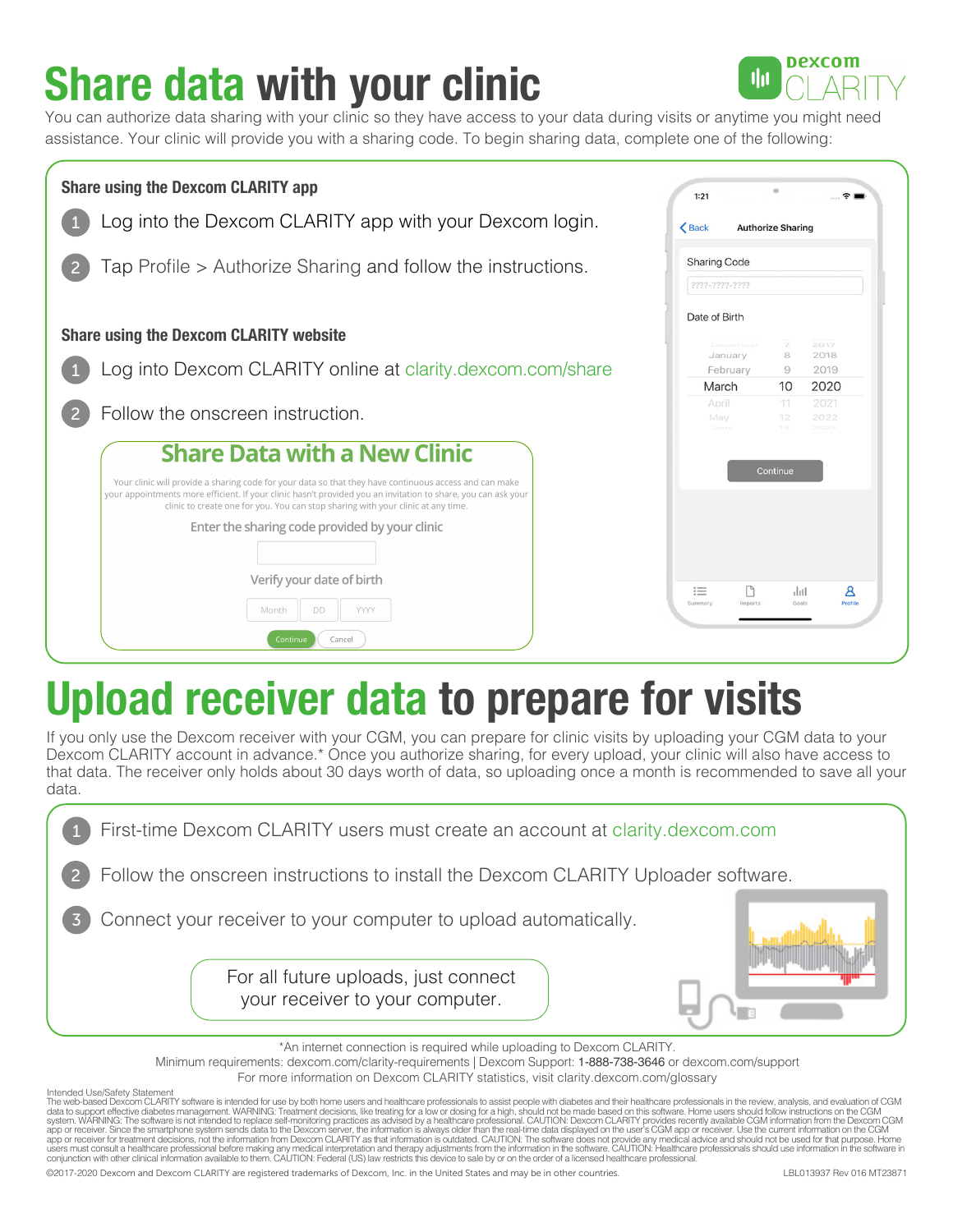# Share data with your clinic

You can authorize data sharing with your clinic so they have access to your data during visits or anytime you might need assistance. Your clinic will provide you with a sharing code. To begin sharing data, complete one of the following:

### Share using the Dexcom CLARITY app

1. Log into the Dexcom CLARITY app with your Dexcom login.
2. Tap Profile > Authorize Sharing and follow the instructions.

### Share using the Dexcom CLARITY website

1. Log into Dexcom CLARITY online at clarity.dexcom.com/share
2. Follow the onscreen instruction.

**Share Data with a New Clinic**

Your clinic will provide a sharing code for your data so that they have continuous access and can make your appointments more efficient. If your clinic hasn't provided you an invitation to share, you can ask your clinic to create one for you. You can stop sharing with your clinic at any time.

Enter the sharing code provided by your clinic

Verify your date of birth

Month DD YYYY

Continue Cancel

1:21

Back Authorize Sharing

Sharing Code

????-????-????

Date of Birth

January 8 2018
February 9 2019
March 10 2020
April 11 2021
May 12 2022

Continue

Summary Reports Goals Profile

# Upload receiver data to prepare for visits

If you only use the Dexcom receiver with your CGM, you can prepare for clinic visits by uploading your CGM data to your Dexcom CLARITY account in advance.* Once you authorize sharing, for every upload, your clinic will also have access to that data. The receiver only holds about 30 days worth of data, so uploading once a month is recommended to save all your data.

1. First-time Dexcom CLARITY users must create an account at clarity.dexcom.com
2. Follow the onscreen instructions to install the Dexcom CLARITY Uploader software.
3. Connect your receiver to your computer to upload automatically.

For all future uploads, just connect your receiver to your computer.

*An internet connection is required while uploading to Dexcom CLARITY.
Minimum requirements: dexcom.com/clarity-requirements | Dexcom Support: 1-888-738-3646 or dexcom.com/support
For more information on Dexcom CLARITY statistics, visit clarity.dexcom.com/glossary

Intended Use/Safety Statement
The web-based Dexcom CLARITY software is intended for use by both home users and healthcare professionals to assist people with diabetes and their healthcare professionals in the review, analysis, and evaluation of CGM data to support effective diabetes management. WARNING: Treatment decisions, like treating for a low or dosing for a high, should not be made based on this software. Home users should follow instructions on the CGM system. WARNING: The software is not intended to replace self-monitoring practices as advised by a healthcare professional. CAUTION: Dexcom CLARITY provides recently available CGM information from the Dexcom CGM app or receiver. Since the smartphone system sends data to the Dexcom server, the information is always older than the real-time data displayed on the user's CGM app or receiver. Use the current information on the CGM app or receiver for treatment decisions, not the information from Dexcom CLARITY as that information is outdated. CAUTION: The software does not provide any medical advice and should not be used for that purpose. Home users must consult a healthcare professional before making any medical interpretation and therapy adjustments from the information in the software. CAUTION: Healthcare professionals should use information in the software in conjunction with other clinical information available to them. CAUTION: Federal (US) law restricts this device to sale by or on the order of a licensed healthcare professional.

©2017-2020 Dexcom and Dexcom CLARITY are registered trademarks of Dexcom, Inc. in the United States and may be in other countries.

LBL013937 Rev 016 MT23871